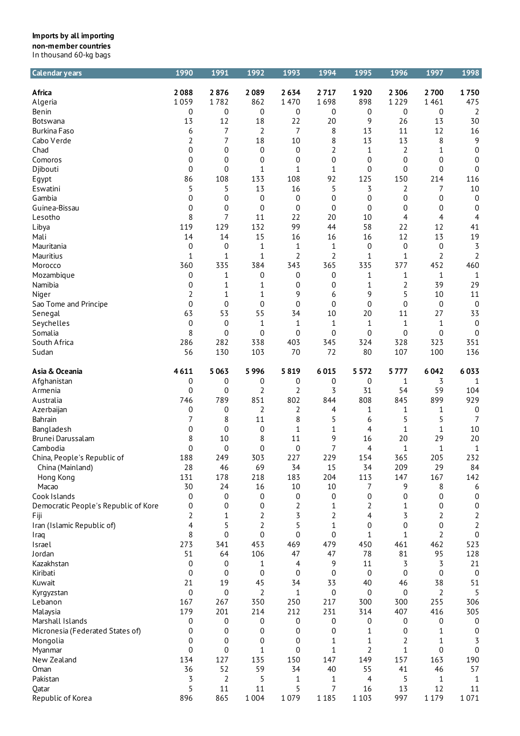**Imports by all importing non-member countries**
In thousand 60-kg bags

| Calendar years | 1990 | 1991 | 1992 | 1993 | 1994 | 1995 | 1996 | 1997 | 1998 |
|---|---|---|---|---|---|---|---|---|---|
| **Africa** | **2 088** | **2 876** | **2 089** | **2 634** | **2 717** | **1 920** | **2 306** | **2 700** | **1 750** |
| Algeria | 1 059 | 1 782 | 862 | 1 470 | 1 698 | 898 | 1 229 | 1 461 | 475 |
| Benin | 0 | 0 | 0 | 0 | 0 | 0 | 0 | 0 | 2 |
| Botswana | 13 | 12 | 18 | 22 | 20 | 9 | 26 | 13 | 30 |
| Burkina Faso | 6 | 7 | 2 | 7 | 8 | 13 | 11 | 12 | 16 |
| Cabo Verde | 2 | 7 | 18 | 10 | 8 | 13 | 13 | 8 | 9 |
| Chad | 0 | 0 | 0 | 0 | 2 | 1 | 2 | 1 | 0 |
| Comoros | 0 | 0 | 0 | 0 | 0 | 0 | 0 | 0 | 0 |
| Djibouti | 0 | 0 | 1 | 1 | 1 | 0 | 0 | 0 | 0 |
| Egypt | 86 | 108 | 133 | 108 | 92 | 125 | 150 | 214 | 116 |
| Eswatini | 5 | 5 | 13 | 16 | 5 | 3 | 2 | 7 | 10 |
| Gambia | 0 | 0 | 0 | 0 | 0 | 0 | 0 | 0 | 0 |
| Guinea-Bissau | 0 | 0 | 0 | 0 | 0 | 0 | 0 | 0 | 0 |
| Lesotho | 8 | 7 | 11 | 22 | 20 | 10 | 4 | 4 | 4 |
| Libya | 119 | 129 | 132 | 99 | 44 | 58 | 22 | 12 | 41 |
| Mali | 14 | 14 | 15 | 16 | 16 | 16 | 12 | 13 | 19 |
| Mauritania | 0 | 0 | 1 | 1 | 1 | 0 | 0 | 0 | 3 |
| Mauritius | 1 | 1 | 1 | 2 | 2 | 1 | 1 | 2 | 2 |
| Morocco | 360 | 335 | 384 | 343 | 365 | 335 | 377 | 452 | 460 |
| Mozambique | 0 | 1 | 0 | 0 | 0 | 1 | 1 | 1 | 1 |
| Namibia | 0 | 1 | 1 | 0 | 0 | 1 | 2 | 39 | 29 |
| Niger | 2 | 1 | 1 | 9 | 6 | 9 | 5 | 10 | 11 |
| Sao Tome and Principe | 0 | 0 | 0 | 0 | 0 | 0 | 0 | 0 | 0 |
| Senegal | 63 | 53 | 55 | 34 | 10 | 20 | 11 | 27 | 33 |
| Seychelles | 0 | 0 | 1 | 1 | 1 | 1 | 1 | 1 | 0 |
| Somalia | 8 | 0 | 0 | 0 | 0 | 0 | 0 | 0 | 0 |
| South Africa | 286 | 282 | 338 | 403 | 345 | 324 | 328 | 323 | 351 |
| Sudan | 56 | 130 | 103 | 70 | 72 | 80 | 107 | 100 | 136 |
| **Asia & Oceania** | **4 611** | **5 063** | **5 996** | **5 819** | **6 015** | **5 572** | **5 777** | **6 042** | **6 033** |
| Afghanistan | 0 | 0 | 0 | 0 | 0 | 0 | 1 | 3 | 1 |
| Armenia | 0 | 0 | 2 | 2 | 3 | 31 | 54 | 59 | 104 |
| Australia | 746 | 789 | 851 | 802 | 844 | 808 | 845 | 899 | 929 |
| Azerbaijan | 0 | 0 | 2 | 2 | 4 | 1 | 1 | 1 | 0 |
| Bahrain | 7 | 8 | 11 | 8 | 5 | 6 | 5 | 5 | 7 |
| Bangladesh | 0 | 0 | 0 | 1 | 1 | 4 | 1 | 1 | 10 |
| Brunei Darussalam | 8 | 10 | 8 | 11 | 9 | 16 | 20 | 29 | 20 |
| Cambodia | 0 | 0 | 0 | 0 | 7 | 4 | 1 | 1 | 1 |
| China, People's Republic of | 188 | 249 | 303 | 227 | 229 | 154 | 365 | 205 | 232 |
| China (Mainland) | 28 | 46 | 69 | 34 | 15 | 34 | 209 | 29 | 84 |
| Hong Kong | 131 | 178 | 218 | 183 | 204 | 113 | 147 | 167 | 142 |
| Macao | 30 | 24 | 16 | 10 | 10 | 7 | 9 | 8 | 6 |
| Cook Islands | 0 | 0 | 0 | 0 | 0 | 0 | 0 | 0 | 0 |
| Democratic People's Republic of Kore | 0 | 0 | 0 | 2 | 1 | 2 | 1 | 0 | 0 |
| Fiji | 2 | 1 | 2 | 3 | 2 | 4 | 3 | 2 | 2 |
| Iran (Islamic Republic of) | 4 | 5 | 2 | 5 | 1 | 0 | 0 | 0 | 2 |
| Iraq | 8 | 0 | 0 | 0 | 0 | 1 | 1 | 2 | 0 |
| Israel | 273 | 341 | 453 | 469 | 479 | 450 | 461 | 462 | 523 |
| Jordan | 51 | 64 | 106 | 47 | 47 | 78 | 81 | 95 | 128 |
| Kazakhstan | 0 | 0 | 1 | 4 | 9 | 11 | 3 | 3 | 21 |
| Kiribati | 0 | 0 | 0 | 0 | 0 | 0 | 0 | 0 | 0 |
| Kuwait | 21 | 19 | 45 | 34 | 33 | 40 | 46 | 38 | 51 |
| Kyrgyzstan | 0 | 0 | 2 | 1 | 0 | 0 | 0 | 2 | 5 |
| Lebanon | 167 | 267 | 350 | 250 | 217 | 300 | 300 | 255 | 306 |
| Malaysia | 179 | 201 | 214 | 212 | 231 | 314 | 407 | 416 | 305 |
| Marshall Islands | 0 | 0 | 0 | 0 | 0 | 0 | 0 | 0 | 0 |
| Micronesia (Federated States of) | 0 | 0 | 0 | 0 | 0 | 1 | 0 | 1 | 0 |
| Mongolia | 0 | 0 | 0 | 0 | 1 | 1 | 2 | 1 | 3 |
| Myanmar | 0 | 0 | 1 | 0 | 1 | 2 | 1 | 0 | 0 |
| New Zealand | 134 | 127 | 135 | 150 | 147 | 149 | 157 | 163 | 190 |
| Oman | 36 | 52 | 59 | 34 | 40 | 55 | 41 | 46 | 57 |
| Pakistan | 3 | 2 | 5 | 1 | 1 | 4 | 5 | 1 | 1 |
| Qatar | 5 | 11 | 11 | 5 | 7 | 16 | 13 | 12 | 11 |
| Republic of Korea | 896 | 865 | 1 004 | 1 079 | 1 185 | 1 103 | 997 | 1 179 | 1 071 |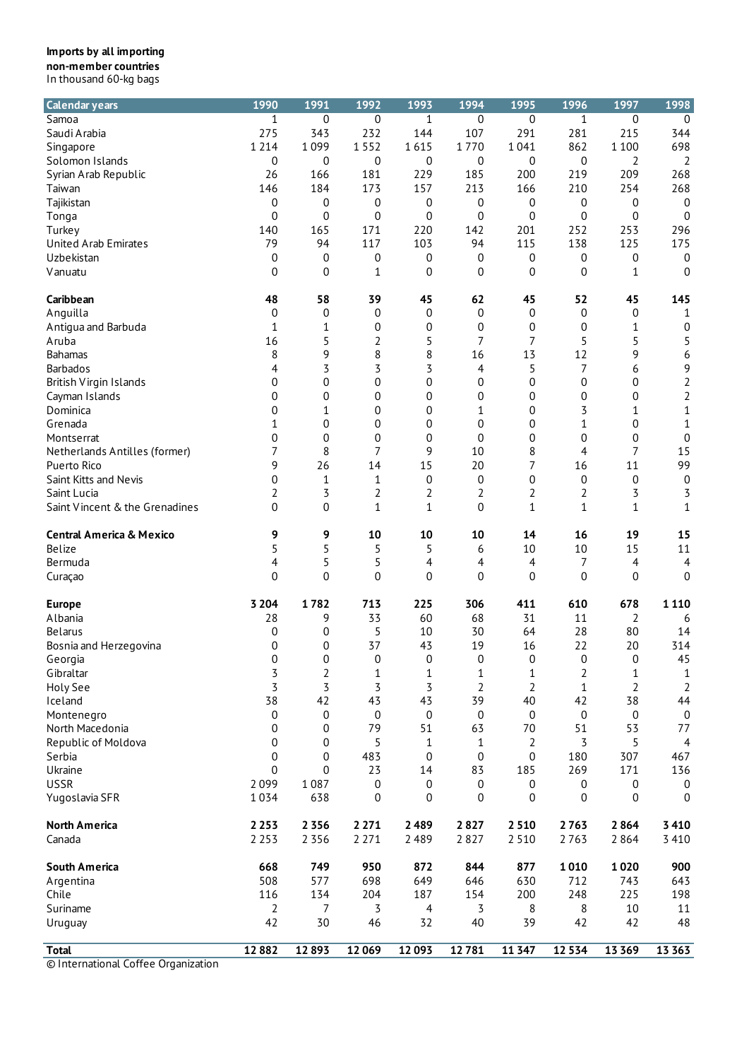**Imports by all importing non-member countries**
In thousand 60-kg bags

| Calendar years | 1990 | 1991 | 1992 | 1993 | 1994 | 1995 | 1996 | 1997 | 1998 |
|---|---|---|---|---|---|---|---|---|---|
| Samoa | 1 | 0 | 0 | 1 | 0 | 0 | 1 | 0 | 0 |
| Saudi Arabia | 275 | 343 | 232 | 144 | 107 | 291 | 281 | 215 | 344 |
| Singapore | 1 214 | 1 099 | 1 552 | 1 615 | 1 770 | 1 041 | 862 | 1 100 | 698 |
| Solomon Islands | 0 | 0 | 0 | 0 | 0 | 0 | 0 | 2 | 2 |
| Syrian Arab Republic | 26 | 166 | 181 | 229 | 185 | 200 | 219 | 209 | 268 |
| Taiwan | 146 | 184 | 173 | 157 | 213 | 166 | 210 | 254 | 268 |
| Tajikistan | 0 | 0 | 0 | 0 | 0 | 0 | 0 | 0 | 0 |
| Tonga | 0 | 0 | 0 | 0 | 0 | 0 | 0 | 0 | 0 |
| Turkey | 140 | 165 | 171 | 220 | 142 | 201 | 252 | 253 | 296 |
| United Arab Emirates | 79 | 94 | 117 | 103 | 94 | 115 | 138 | 125 | 175 |
| Uzbekistan | 0 | 0 | 0 | 0 | 0 | 0 | 0 | 0 | 0 |
| Vanuatu | 0 | 0 | 1 | 0 | 0 | 0 | 0 | 1 | 0 |
| | | | | | | | | | |
| **Caribbean** | **48** | **58** | **39** | **45** | **62** | **45** | **52** | **45** | **145** |
| Anguilla | 0 | 0 | 0 | 0 | 0 | 0 | 0 | 0 | 1 |
| Antigua and Barbuda | 1 | 1 | 0 | 0 | 0 | 0 | 0 | 1 | 0 |
| Aruba | 16 | 5 | 2 | 5 | 7 | 7 | 5 | 5 | 5 |
| Bahamas | 8 | 9 | 8 | 8 | 16 | 13 | 12 | 9 | 6 |
| Barbados | 4 | 3 | 3 | 3 | 4 | 5 | 7 | 6 | 9 |
| British Virgin Islands | 0 | 0 | 0 | 0 | 0 | 0 | 0 | 0 | 2 |
| Cayman Islands | 0 | 0 | 0 | 0 | 0 | 0 | 0 | 0 | 2 |
| Dominica | 0 | 1 | 0 | 0 | 1 | 0 | 3 | 1 | 1 |
| Grenada | 1 | 0 | 0 | 0 | 0 | 0 | 1 | 0 | 1 |
| Montserrat | 0 | 0 | 0 | 0 | 0 | 0 | 0 | 0 | 0 |
| Netherlands Antilles (former) | 7 | 8 | 7 | 9 | 10 | 8 | 4 | 7 | 15 |
| Puerto Rico | 9 | 26 | 14 | 15 | 20 | 7 | 16 | 11 | 99 |
| Saint Kitts and Nevis | 0 | 1 | 1 | 0 | 0 | 0 | 0 | 0 | 0 |
| Saint Lucia | 2 | 3 | 2 | 2 | 2 | 2 | 2 | 3 | 3 |
| Saint Vincent & the Grenadines | 0 | 0 | 1 | 1 | 0 | 1 | 1 | 1 | 1 |
| | | | | | | | | | |
| **Central America & Mexico** | **9** | **9** | **10** | **10** | **10** | **14** | **16** | **19** | **15** |
| Belize | 5 | 5 | 5 | 5 | 6 | 10 | 10 | 15 | 11 |
| Bermuda | 4 | 5 | 5 | 4 | 4 | 4 | 7 | 4 | 4 |
| Curaçao | 0 | 0 | 0 | 0 | 0 | 0 | 0 | 0 | 0 |
| | | | | | | | | | |
| **Europe** | **3 204** | **1 782** | **713** | **225** | **306** | **411** | **610** | **678** | **1 110** |
| Albania | 28 | 9 | 33 | 60 | 68 | 31 | 11 | 2 | 6 |
| Belarus | 0 | 0 | 5 | 10 | 30 | 64 | 28 | 80 | 14 |
| Bosnia and Herzegovina | 0 | 0 | 37 | 43 | 19 | 16 | 22 | 20 | 314 |
| Georgia | 0 | 0 | 0 | 0 | 0 | 0 | 0 | 0 | 45 |
| Gibraltar | 3 | 2 | 1 | 1 | 1 | 1 | 2 | 1 | 1 |
| Holy See | 3 | 3 | 3 | 3 | 2 | 2 | 1 | 2 | 2 |
| Iceland | 38 | 42 | 43 | 43 | 39 | 40 | 42 | 38 | 44 |
| Montenegro | 0 | 0 | 0 | 0 | 0 | 0 | 0 | 0 | 0 |
| North Macedonia | 0 | 0 | 79 | 51 | 63 | 70 | 51 | 53 | 77 |
| Republic of Moldova | 0 | 0 | 5 | 1 | 1 | 2 | 3 | 5 | 4 |
| Serbia | 0 | 0 | 483 | 0 | 0 | 0 | 180 | 307 | 467 |
| Ukraine | 0 | 0 | 23 | 14 | 83 | 185 | 269 | 171 | 136 |
| USSR | 2 099 | 1 087 | 0 | 0 | 0 | 0 | 0 | 0 | 0 |
| Yugoslavia SFR | 1 034 | 638 | 0 | 0 | 0 | 0 | 0 | 0 | 0 |
| | | | | | | | | | |
| **North America** | **2 253** | **2 356** | **2 271** | **2 489** | **2 827** | **2 510** | **2 763** | **2 864** | **3 410** |
| Canada | 2 253 | 2 356 | 2 271 | 2 489 | 2 827 | 2 510 | 2 763 | 2 864 | 3 410 |
| | | | | | | | | | |
| **South America** | **668** | **749** | **950** | **872** | **844** | **877** | **1 010** | **1 020** | **900** |
| Argentina | 508 | 577 | 698 | 649 | 646 | 630 | 712 | 743 | 643 |
| Chile | 116 | 134 | 204 | 187 | 154 | 200 | 248 | 225 | 198 |
| Suriname | 2 | 7 | 3 | 4 | 3 | 8 | 8 | 10 | 11 |
| Uruguay | 42 | 30 | 46 | 32 | 40 | 39 | 42 | 42 | 48 |
| | | | | | | | | | |
| **Total** | **12 882** | **12 893** | **12 069** | **12 093** | **12 781** | **11 347** | **12 534** | **13 369** | **13 363** |

© International Coffee Organization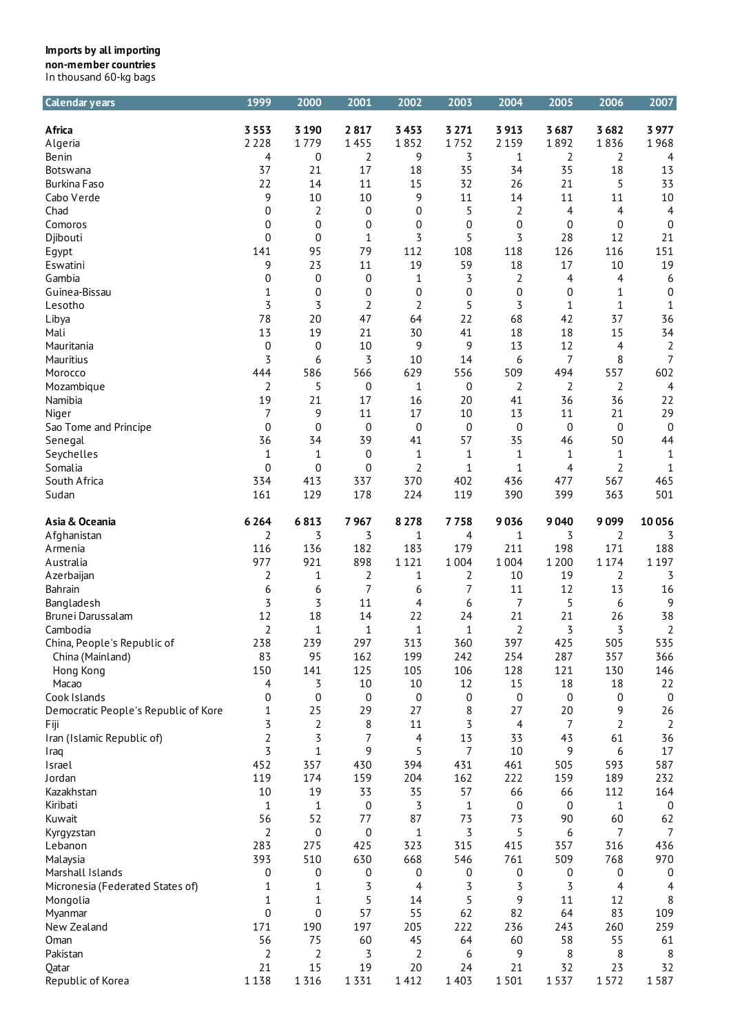**Imports by all importing non-member countries**
In thousand 60-kg bags

| Calendar years | 1999 | 2000 | 2001 | 2002 | 2003 | 2004 | 2005 | 2006 | 2007 |
|---|---|---|---|---|---|---|---|---|---|
| **Africa** | **3 553** | **3 190** | **2 817** | **3 453** | **3 271** | **3 913** | **3 687** | **3 682** | **3 977** |
| Algeria | 2 228 | 1 779 | 1 455 | 1 852 | 1 752 | 2 159 | 1 892 | 1 836 | 1 968 |
| Benin | 4 | 0 | 2 | 9 | 3 | 1 | 2 | 2 | 4 |
| Botswana | 37 | 21 | 17 | 18 | 35 | 34 | 35 | 18 | 13 |
| Burkina Faso | 22 | 14 | 11 | 15 | 32 | 26 | 21 | 5 | 33 |
| Cabo Verde | 9 | 10 | 10 | 9 | 11 | 14 | 11 | 11 | 10 |
| Chad | 0 | 2 | 0 | 0 | 5 | 2 | 4 | 4 | 4 |
| Comoros | 0 | 0 | 0 | 0 | 0 | 0 | 0 | 0 | 0 |
| Djibouti | 0 | 0 | 1 | 3 | 5 | 3 | 28 | 12 | 21 |
| Egypt | 141 | 95 | 79 | 112 | 108 | 118 | 126 | 116 | 151 |
| Eswatini | 9 | 23 | 11 | 19 | 59 | 18 | 17 | 10 | 19 |
| Gambia | 0 | 0 | 0 | 1 | 3 | 2 | 4 | 4 | 6 |
| Guinea-Bissau | 1 | 0 | 0 | 0 | 0 | 0 | 0 | 1 | 0 |
| Lesotho | 3 | 3 | 2 | 2 | 5 | 3 | 1 | 1 | 1 |
| Libya | 78 | 20 | 47 | 64 | 22 | 68 | 42 | 37 | 36 |
| Mali | 13 | 19 | 21 | 30 | 41 | 18 | 18 | 15 | 34 |
| Mauritania | 0 | 0 | 10 | 9 | 9 | 13 | 12 | 4 | 2 |
| Mauritius | 3 | 6 | 3 | 10 | 14 | 6 | 7 | 8 | 7 |
| Morocco | 444 | 586 | 566 | 629 | 556 | 509 | 494 | 557 | 602 |
| Mozambique | 2 | 5 | 0 | 1 | 0 | 2 | 2 | 2 | 4 |
| Namibia | 19 | 21 | 17 | 16 | 20 | 41 | 36 | 36 | 22 |
| Niger | 7 | 9 | 11 | 17 | 10 | 13 | 11 | 21 | 29 |
| Sao Tome and Principe | 0 | 0 | 0 | 0 | 0 | 0 | 0 | 0 | 0 |
| Senegal | 36 | 34 | 39 | 41 | 57 | 35 | 46 | 50 | 44 |
| Seychelles | 1 | 1 | 0 | 1 | 1 | 1 | 1 | 1 | 1 |
| Somalia | 0 | 0 | 0 | 2 | 1 | 1 | 4 | 2 | 1 |
| South Africa | 334 | 413 | 337 | 370 | 402 | 436 | 477 | 567 | 465 |
| Sudan | 161 | 129 | 178 | 224 | 119 | 390 | 399 | 363 | 501 |
| **Asia & Oceania** | **6 264** | **6 813** | **7 967** | **8 278** | **7 758** | **9 036** | **9 040** | **9 099** | **10 056** |
| Afghanistan | 2 | 3 | 3 | 1 | 4 | 1 | 3 | 2 | 3 |
| Armenia | 116 | 136 | 182 | 183 | 179 | 211 | 198 | 171 | 188 |
| Australia | 977 | 921 | 898 | 1 121 | 1 004 | 1 004 | 1 200 | 1 174 | 1 197 |
| Azerbaijan | 2 | 1 | 2 | 1 | 2 | 10 | 19 | 2 | 3 |
| Bahrain | 6 | 6 | 7 | 6 | 7 | 11 | 12 | 13 | 16 |
| Bangladesh | 3 | 3 | 11 | 4 | 6 | 7 | 5 | 6 | 9 |
| Brunei Darussalam | 12 | 18 | 14 | 22 | 24 | 21 | 21 | 26 | 38 |
| Cambodia | 2 | 1 | 1 | 1 | 1 | 2 | 3 | 3 | 2 |
| China, People's Republic of | 238 | 239 | 297 | 313 | 360 | 397 | 425 | 505 | 535 |
| China (Mainland) | 83 | 95 | 162 | 199 | 242 | 254 | 287 | 357 | 366 |
| Hong Kong | 150 | 141 | 125 | 105 | 106 | 128 | 121 | 130 | 146 |
| Macao | 4 | 3 | 10 | 10 | 12 | 15 | 18 | 18 | 22 |
| Cook Islands | 0 | 0 | 0 | 0 | 0 | 0 | 0 | 0 | 0 |
| Democratic People's Republic of Kore | 1 | 25 | 29 | 27 | 8 | 27 | 20 | 9 | 26 |
| Fiji | 3 | 2 | 8 | 11 | 3 | 4 | 7 | 2 | 2 |
| Iran (Islamic Republic of) | 2 | 3 | 7 | 4 | 13 | 33 | 43 | 61 | 36 |
| Iraq | 3 | 1 | 9 | 5 | 7 | 10 | 9 | 6 | 17 |
| Israel | 452 | 357 | 430 | 394 | 431 | 461 | 505 | 593 | 587 |
| Jordan | 119 | 174 | 159 | 204 | 162 | 222 | 159 | 189 | 232 |
| Kazakhstan | 10 | 19 | 33 | 35 | 57 | 66 | 66 | 112 | 164 |
| Kiribati | 1 | 1 | 0 | 3 | 1 | 0 | 0 | 1 | 0 |
| Kuwait | 56 | 52 | 77 | 87 | 73 | 73 | 90 | 60 | 62 |
| Kyrgyzstan | 2 | 0 | 0 | 1 | 3 | 5 | 6 | 7 | 7 |
| Lebanon | 283 | 275 | 425 | 323 | 315 | 415 | 357 | 316 | 436 |
| Malaysia | 393 | 510 | 630 | 668 | 546 | 761 | 509 | 768 | 970 |
| Marshall Islands | 0 | 0 | 0 | 0 | 0 | 0 | 0 | 0 | 0 |
| Micronesia (Federated States of) | 1 | 1 | 3 | 4 | 3 | 3 | 3 | 4 | 4 |
| Mongolia | 1 | 1 | 5 | 14 | 5 | 9 | 11 | 12 | 8 |
| Myanmar | 0 | 0 | 57 | 55 | 62 | 82 | 64 | 83 | 109 |
| New Zealand | 171 | 190 | 197 | 205 | 222 | 236 | 243 | 260 | 259 |
| Oman | 56 | 75 | 60 | 45 | 64 | 60 | 58 | 55 | 61 |
| Pakistan | 2 | 2 | 3 | 2 | 6 | 9 | 8 | 8 | 8 |
| Qatar | 21 | 15 | 19 | 20 | 24 | 21 | 32 | 23 | 32 |
| Republic of Korea | 1 138 | 1 316 | 1 331 | 1 412 | 1 403 | 1 501 | 1 537 | 1 572 | 1 587 |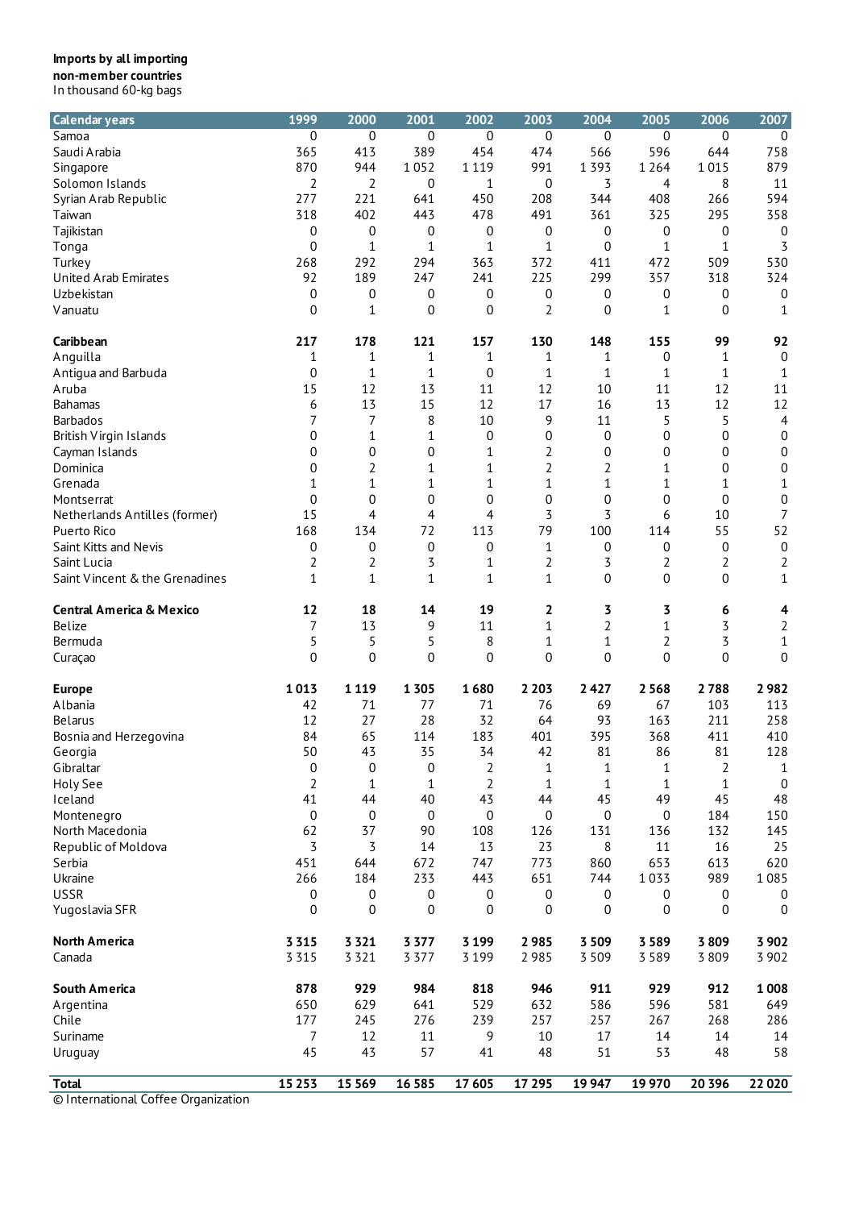**Imports by all importing non-member countries**
In thousand 60-kg bags

| Calendar years | 1999 | 2000 | 2001 | 2002 | 2003 | 2004 | 2005 | 2006 | 2007 |
|---|---|---|---|---|---|---|---|---|---|
| Samoa | 0 | 0 | 0 | 0 | 0 | 0 | 0 | 0 | 0 |
| Saudi Arabia | 365 | 413 | 389 | 454 | 474 | 566 | 596 | 644 | 758 |
| Singapore | 870 | 944 | 1 052 | 1 119 | 991 | 1 393 | 1 264 | 1 015 | 879 |
| Solomon Islands | 2 | 2 | 0 | 1 | 0 | 3 | 4 | 8 | 11 |
| Syrian Arab Republic | 277 | 221 | 641 | 450 | 208 | 344 | 408 | 266 | 594 |
| Taiwan | 318 | 402 | 443 | 478 | 491 | 361 | 325 | 295 | 358 |
| Tajikistan | 0 | 0 | 0 | 0 | 0 | 0 | 0 | 0 | 0 |
| Tonga | 0 | 1 | 1 | 1 | 1 | 0 | 1 | 1 | 3 |
| Turkey | 268 | 292 | 294 | 363 | 372 | 411 | 472 | 509 | 530 |
| United Arab Emirates | 92 | 189 | 247 | 241 | 225 | 299 | 357 | 318 | 324 |
| Uzbekistan | 0 | 0 | 0 | 0 | 0 | 0 | 0 | 0 | 0 |
| Vanuatu | 0 | 1 | 0 | 0 | 2 | 0 | 1 | 0 | 1 |
| | | | | | | | | | |
| **Caribbean** | **217** | **178** | **121** | **157** | **130** | **148** | **155** | **99** | **92** |
| Anguilla | 1 | 1 | 1 | 1 | 1 | 1 | 0 | 1 | 0 |
| Antigua and Barbuda | 0 | 1 | 1 | 0 | 1 | 1 | 1 | 1 | 1 |
| Aruba | 15 | 12 | 13 | 11 | 12 | 10 | 11 | 12 | 11 |
| Bahamas | 6 | 13 | 15 | 12 | 17 | 16 | 13 | 12 | 12 |
| Barbados | 7 | 7 | 8 | 10 | 9 | 11 | 5 | 5 | 4 |
| British Virgin Islands | 0 | 1 | 1 | 0 | 0 | 0 | 0 | 0 | 0 |
| Cayman Islands | 0 | 0 | 0 | 1 | 2 | 0 | 0 | 0 | 0 |
| Dominica | 0 | 2 | 1 | 1 | 2 | 2 | 1 | 0 | 0 |
| Grenada | 1 | 1 | 1 | 1 | 1 | 1 | 1 | 1 | 1 |
| Montserrat | 0 | 0 | 0 | 0 | 0 | 0 | 0 | 0 | 0 |
| Netherlands Antilles (former) | 15 | 4 | 4 | 4 | 3 | 3 | 6 | 10 | 7 |
| Puerto Rico | 168 | 134 | 72 | 113 | 79 | 100 | 114 | 55 | 52 |
| Saint Kitts and Nevis | 0 | 0 | 0 | 0 | 1 | 0 | 0 | 0 | 0 |
| Saint Lucia | 2 | 2 | 3 | 1 | 2 | 3 | 2 | 2 | 2 |
| Saint Vincent & the Grenadines | 1 | 1 | 1 | 1 | 1 | 0 | 0 | 0 | 1 |
| | | | | | | | | | |
| **Central America & Mexico** | **12** | **18** | **14** | **19** | **2** | **3** | **3** | **6** | **4** |
| Belize | 7 | 13 | 9 | 11 | 1 | 2 | 1 | 3 | 2 |
| Bermuda | 5 | 5 | 5 | 8 | 1 | 1 | 2 | 3 | 1 |
| Curaçao | 0 | 0 | 0 | 0 | 0 | 0 | 0 | 0 | 0 |
| | | | | | | | | | |
| **Europe** | **1 013** | **1 119** | **1 305** | **1 680** | **2 203** | **2 427** | **2 568** | **2 788** | **2 982** |
| Albania | 42 | 71 | 77 | 71 | 76 | 69 | 67 | 103 | 113 |
| Belarus | 12 | 27 | 28 | 32 | 64 | 93 | 163 | 211 | 258 |
| Bosnia and Herzegovina | 84 | 65 | 114 | 183 | 401 | 395 | 368 | 411 | 410 |
| Georgia | 50 | 43 | 35 | 34 | 42 | 81 | 86 | 81 | 128 |
| Gibraltar | 0 | 0 | 0 | 2 | 1 | 1 | 1 | 2 | 1 |
| Holy See | 2 | 1 | 1 | 2 | 1 | 1 | 1 | 1 | 0 |
| Iceland | 41 | 44 | 40 | 43 | 44 | 45 | 49 | 45 | 48 |
| Montenegro | 0 | 0 | 0 | 0 | 0 | 0 | 0 | 184 | 150 |
| North Macedonia | 62 | 37 | 90 | 108 | 126 | 131 | 136 | 132 | 145 |
| Republic of Moldova | 3 | 3 | 14 | 13 | 23 | 8 | 11 | 16 | 25 |
| Serbia | 451 | 644 | 672 | 747 | 773 | 860 | 653 | 613 | 620 |
| Ukraine | 266 | 184 | 233 | 443 | 651 | 744 | 1 033 | 989 | 1 085 |
| USSR | 0 | 0 | 0 | 0 | 0 | 0 | 0 | 0 | 0 |
| Yugoslavia SFR | 0 | 0 | 0 | 0 | 0 | 0 | 0 | 0 | 0 |
| | | | | | | | | | |
| **North America** | **3 315** | **3 321** | **3 377** | **3 199** | **2 985** | **3 509** | **3 589** | **3 809** | **3 902** |
| Canada | 3 315 | 3 321 | 3 377 | 3 199 | 2 985 | 3 509 | 3 589 | 3 809 | 3 902 |
| | | | | | | | | | |
| **South America** | **878** | **929** | **984** | **818** | **946** | **911** | **929** | **912** | **1 008** |
| Argentina | 650 | 629 | 641 | 529 | 632 | 586 | 596 | 581 | 649 |
| Chile | 177 | 245 | 276 | 239 | 257 | 257 | 267 | 268 | 286 |
| Suriname | 7 | 12 | 11 | 9 | 10 | 17 | 14 | 14 | 14 |
| Uruguay | 45 | 43 | 57 | 41 | 48 | 51 | 53 | 48 | 58 |
| | | | | | | | | | |
| **Total** | **15 253** | **15 569** | **16 585** | **17 605** | **17 295** | **19 947** | **19 970** | **20 396** | **22 020** |

© International Coffee Organization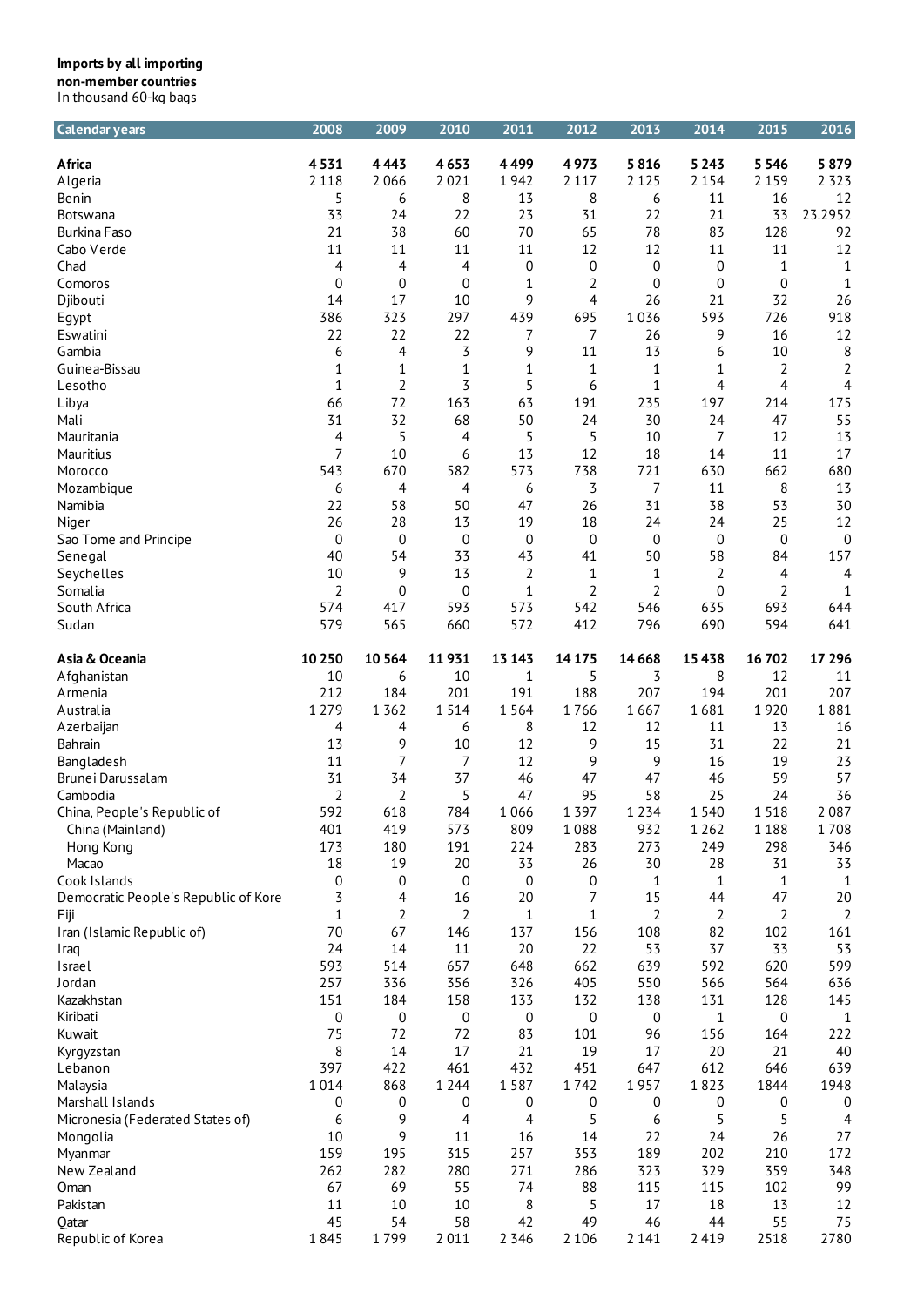**Imports by all importing non-member countries**

In thousand 60-kg bags

| Calendar years | 2008 | 2009 | 2010 | 2011 | 2012 | 2013 | 2014 | 2015 | 2016 |
|---|---|---|---|---|---|---|---|---|---|
| **Africa** | **4 531** | **4 443** | **4 653** | **4 499** | **4 973** | **5 816** | **5 243** | **5 546** | **5 879** |
| Algeria | 2 118 | 2 066 | 2 021 | 1 942 | 2 117 | 2 125 | 2 154 | 2 159 | 2 323 |
| Benin | 5 | 6 | 8 | 13 | 8 | 6 | 11 | 16 | 12 |
| Botswana | 33 | 24 | 22 | 23 | 31 | 22 | 21 | 33 | 23.2952 |
| Burkina Faso | 21 | 38 | 60 | 70 | 65 | 78 | 83 | 128 | 92 |
| Cabo Verde | 11 | 11 | 11 | 11 | 12 | 12 | 11 | 11 | 12 |
| Chad | 4 | 4 | 4 | 0 | 0 | 0 | 0 | 1 | 1 |
| Comoros | 0 | 0 | 0 | 1 | 2 | 0 | 0 | 0 | 1 |
| Djibouti | 14 | 17 | 10 | 9 | 4 | 26 | 21 | 32 | 26 |
| Egypt | 386 | 323 | 297 | 439 | 695 | 1 036 | 593 | 726 | 918 |
| Eswatini | 22 | 22 | 22 | 7 | 7 | 26 | 9 | 16 | 12 |
| Gambia | 6 | 4 | 3 | 9 | 11 | 13 | 6 | 10 | 8 |
| Guinea-Bissau | 1 | 1 | 1 | 1 | 1 | 1 | 1 | 2 | 2 |
| Lesotho | 1 | 2 | 3 | 5 | 6 | 1 | 4 | 4 | 4 |
| Libya | 66 | 72 | 163 | 63 | 191 | 235 | 197 | 214 | 175 |
| Mali | 31 | 32 | 68 | 50 | 24 | 30 | 24 | 47 | 55 |
| Mauritania | 4 | 5 | 4 | 5 | 5 | 10 | 7 | 12 | 13 |
| Mauritius | 7 | 10 | 6 | 13 | 12 | 18 | 14 | 11 | 17 |
| Morocco | 543 | 670 | 582 | 573 | 738 | 721 | 630 | 662 | 680 |
| Mozambique | 6 | 4 | 4 | 6 | 3 | 7 | 11 | 8 | 13 |
| Namibia | 22 | 58 | 50 | 47 | 26 | 31 | 38 | 53 | 30 |
| Niger | 26 | 28 | 13 | 19 | 18 | 24 | 24 | 25 | 12 |
| Sao Tome and Principe | 0 | 0 | 0 | 0 | 0 | 0 | 0 | 0 | 0 |
| Senegal | 40 | 54 | 33 | 43 | 41 | 50 | 58 | 84 | 157 |
| Seychelles | 10 | 9 | 13 | 2 | 1 | 1 | 2 | 4 | 4 |
| Somalia | 2 | 0 | 0 | 1 | 2 | 2 | 0 | 2 | 1 |
| South Africa | 574 | 417 | 593 | 573 | 542 | 546 | 635 | 693 | 644 |
| Sudan | 579 | 565 | 660 | 572 | 412 | 796 | 690 | 594 | 641 |
| **Asia & Oceania** | **10 250** | **10 564** | **11 931** | **13 143** | **14 175** | **14 668** | **15 438** | **16 702** | **17 296** |
| Afghanistan | 10 | 6 | 10 | 1 | 5 | 3 | 8 | 12 | 11 |
| Armenia | 212 | 184 | 201 | 191 | 188 | 207 | 194 | 201 | 207 |
| Australia | 1 279 | 1 362 | 1 514 | 1 564 | 1 766 | 1 667 | 1 681 | 1 920 | 1 881 |
| Azerbaijan | 4 | 4 | 6 | 8 | 12 | 12 | 11 | 13 | 16 |
| Bahrain | 13 | 9 | 10 | 12 | 9 | 15 | 31 | 22 | 21 |
| Bangladesh | 11 | 7 | 7 | 12 | 9 | 9 | 16 | 19 | 23 |
| Brunei Darussalam | 31 | 34 | 37 | 46 | 47 | 47 | 46 | 59 | 57 |
| Cambodia | 2 | 2 | 5 | 47 | 95 | 58 | 25 | 24 | 36 |
| China, People's Republic of | 592 | 618 | 784 | 1 066 | 1 397 | 1 234 | 1 540 | 1 518 | 2 087 |
| China (Mainland) | 401 | 419 | 573 | 809 | 1 088 | 932 | 1 262 | 1 188 | 1 708 |
| Hong Kong | 173 | 180 | 191 | 224 | 283 | 273 | 249 | 298 | 346 |
| Macao | 18 | 19 | 20 | 33 | 26 | 30 | 28 | 31 | 33 |
| Cook Islands | 0 | 0 | 0 | 0 | 0 | 1 | 1 | 1 | 1 |
| Democratic People's Republic of Kore | 3 | 4 | 16 | 20 | 7 | 15 | 44 | 47 | 20 |
| Fiji | 1 | 2 | 2 | 1 | 1 | 2 | 2 | 2 | 2 |
| Iran (Islamic Republic of) | 70 | 67 | 146 | 137 | 156 | 108 | 82 | 102 | 161 |
| Iraq | 24 | 14 | 11 | 20 | 22 | 53 | 37 | 33 | 53 |
| Israel | 593 | 514 | 657 | 648 | 662 | 639 | 592 | 620 | 599 |
| Jordan | 257 | 336 | 356 | 326 | 405 | 550 | 566 | 564 | 636 |
| Kazakhstan | 151 | 184 | 158 | 133 | 132 | 138 | 131 | 128 | 145 |
| Kiribati | 0 | 0 | 0 | 0 | 0 | 0 | 1 | 0 | 1 |
| Kuwait | 75 | 72 | 72 | 83 | 101 | 96 | 156 | 164 | 222 |
| Kyrgyzstan | 8 | 14 | 17 | 21 | 19 | 17 | 20 | 21 | 40 |
| Lebanon | 397 | 422 | 461 | 432 | 451 | 647 | 612 | 646 | 639 |
| Malaysia | 1 014 | 868 | 1 244 | 1 587 | 1 742 | 1 957 | 1 823 | 1844 | 1948 |
| Marshall Islands | 0 | 0 | 0 | 0 | 0 | 0 | 0 | 0 | 0 |
| Micronesia (Federated States of) | 6 | 9 | 4 | 4 | 5 | 6 | 5 | 5 | 4 |
| Mongolia | 10 | 9 | 11 | 16 | 14 | 22 | 24 | 26 | 27 |
| Myanmar | 159 | 195 | 315 | 257 | 353 | 189 | 202 | 210 | 172 |
| New Zealand | 262 | 282 | 280 | 271 | 286 | 323 | 329 | 359 | 348 |
| Oman | 67 | 69 | 55 | 74 | 88 | 115 | 115 | 102 | 99 |
| Pakistan | 11 | 10 | 10 | 8 | 5 | 17 | 18 | 13 | 12 |
| Qatar | 45 | 54 | 58 | 42 | 49 | 46 | 44 | 55 | 75 |
| Republic of Korea | 1 845 | 1 799 | 2 011 | 2 346 | 2 106 | 2 141 | 2 419 | 2518 | 2780 |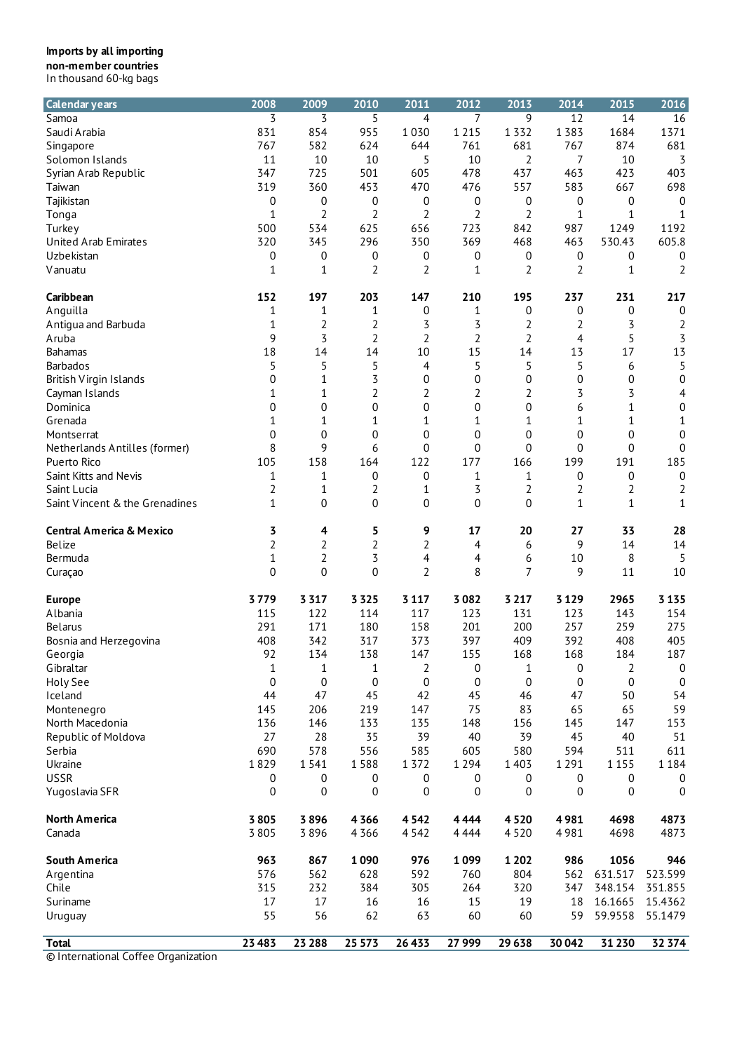**Imports by all importing non-member countries**
In thousand 60-kg bags

| Calendar years | 2008 | 2009 | 2010 | 2011 | 2012 | 2013 | 2014 | 2015 | 2016 |
|---|---|---|---|---|---|---|---|---|---|
| Samoa | 3 | 3 | 5 | 4 | 7 | 9 | 12 | 14 | 16 |
| Saudi Arabia | 831 | 854 | 955 | 1 030 | 1 215 | 1 332 | 1 383 | 1684 | 1371 |
| Singapore | 767 | 582 | 624 | 644 | 761 | 681 | 767 | 874 | 681 |
| Solomon Islands | 11 | 10 | 10 | 5 | 10 | 2 | 7 | 10 | 3 |
| Syrian Arab Republic | 347 | 725 | 501 | 605 | 478 | 437 | 463 | 423 | 403 |
| Taiwan | 319 | 360 | 453 | 470 | 476 | 557 | 583 | 667 | 698 |
| Tajikistan | 0 | 0 | 0 | 0 | 0 | 0 | 0 | 0 | 0 |
| Tonga | 1 | 2 | 2 | 2 | 2 | 2 | 1 | 1 | 1 |
| Turkey | 500 | 534 | 625 | 656 | 723 | 842 | 987 | 1249 | 1192 |
| United Arab Emirates | 320 | 345 | 296 | 350 | 369 | 468 | 463 | 530.43 | 605.8 |
| Uzbekistan | 0 | 0 | 0 | 0 | 0 | 0 | 0 | 0 | 0 |
| Vanuatu | 1 | 1 | 2 | 2 | 1 | 2 | 2 | 1 | 2 |
| | | | | | | | | | |
| **Caribbean** | **152** | **197** | **203** | **147** | **210** | **195** | **237** | **231** | **217** |
| Anguilla | 1 | 1 | 1 | 0 | 1 | 0 | 0 | 0 | 0 |
| Antigua and Barbuda | 1 | 2 | 2 | 3 | 3 | 2 | 2 | 3 | 2 |
| Aruba | 9 | 3 | 2 | 2 | 2 | 2 | 4 | 5 | 3 |
| Bahamas | 18 | 14 | 14 | 10 | 15 | 14 | 13 | 17 | 13 |
| Barbados | 5 | 5 | 5 | 4 | 5 | 5 | 5 | 6 | 5 |
| British Virgin Islands | 0 | 1 | 3 | 0 | 0 | 0 | 0 | 0 | 0 |
| Cayman Islands | 1 | 1 | 2 | 2 | 2 | 2 | 3 | 3 | 4 |
| Dominica | 0 | 0 | 0 | 0 | 0 | 0 | 6 | 1 | 0 |
| Grenada | 1 | 1 | 1 | 1 | 1 | 1 | 1 | 1 | 1 |
| Montserrat | 0 | 0 | 0 | 0 | 0 | 0 | 0 | 0 | 0 |
| Netherlands Antilles (former) | 8 | 9 | 6 | 0 | 0 | 0 | 0 | 0 | 0 |
| Puerto Rico | 105 | 158 | 164 | 122 | 177 | 166 | 199 | 191 | 185 |
| Saint Kitts and Nevis | 1 | 1 | 0 | 0 | 1 | 1 | 0 | 0 | 0 |
| Saint Lucia | 2 | 1 | 2 | 1 | 3 | 2 | 2 | 2 | 2 |
| Saint Vincent & the Grenadines | 1 | 0 | 0 | 0 | 0 | 0 | 1 | 1 | 1 |
| | | | | | | | | | |
| **Central America & Mexico** | **3** | **4** | **5** | **9** | **17** | **20** | **27** | **33** | **28** |
| Belize | 2 | 2 | 2 | 2 | 4 | 6 | 9 | 14 | 14 |
| Bermuda | 1 | 2 | 3 | 4 | 4 | 6 | 10 | 8 | 5 |
| Curaçao | 0 | 0 | 0 | 2 | 8 | 7 | 9 | 11 | 10 |
| | | | | | | | | | |
| **Europe** | **3 779** | **3 317** | **3 325** | **3 117** | **3 082** | **3 217** | **3 129** | **2965** | **3 135** |
| Albania | 115 | 122 | 114 | 117 | 123 | 131 | 123 | 143 | 154 |
| Belarus | 291 | 171 | 180 | 158 | 201 | 200 | 257 | 259 | 275 |
| Bosnia and Herzegovina | 408 | 342 | 317 | 373 | 397 | 409 | 392 | 408 | 405 |
| Georgia | 92 | 134 | 138 | 147 | 155 | 168 | 168 | 184 | 187 |
| Gibraltar | 1 | 1 | 1 | 2 | 0 | 1 | 0 | 2 | 0 |
| Holy See | 0 | 0 | 0 | 0 | 0 | 0 | 0 | 0 | 0 |
| Iceland | 44 | 47 | 45 | 42 | 45 | 46 | 47 | 50 | 54 |
| Montenegro | 145 | 206 | 219 | 147 | 75 | 83 | 65 | 65 | 59 |
| North Macedonia | 136 | 146 | 133 | 135 | 148 | 156 | 145 | 147 | 153 |
| Republic of Moldova | 27 | 28 | 35 | 39 | 40 | 39 | 45 | 40 | 51 |
| Serbia | 690 | 578 | 556 | 585 | 605 | 580 | 594 | 511 | 611 |
| Ukraine | 1 829 | 1 541 | 1 588 | 1 372 | 1 294 | 1 403 | 1 291 | 1 155 | 1 184 |
| USSR | 0 | 0 | 0 | 0 | 0 | 0 | 0 | 0 | 0 |
| Yugoslavia SFR | 0 | 0 | 0 | 0 | 0 | 0 | 0 | 0 | 0 |
| | | | | | | | | | |
| **North America** | **3 805** | **3 896** | **4 366** | **4 542** | **4 444** | **4 520** | **4 981** | **4698** | **4873** |
| Canada | 3 805 | 3 896 | 4 366 | 4 542 | 4 444 | 4 520 | 4 981 | 4698 | 4873 |
| | | | | | | | | | |
| **South America** | **963** | **867** | **1 090** | **976** | **1 099** | **1 202** | **986** | **1056** | **946** |
| Argentina | 576 | 562 | 628 | 592 | 760 | 804 | 562 | 631.517 | 523.599 |
| Chile | 315 | 232 | 384 | 305 | 264 | 320 | 347 | 348.154 | 351.855 |
| Suriname | 17 | 17 | 16 | 16 | 15 | 19 | 18 | 16.1665 | 15.4362 |
| Uruguay | 55 | 56 | 62 | 63 | 60 | 60 | 59 | 59.9558 | 55.1479 |
| | | | | | | | | | |
| **Total** | **23 483** | **23 288** | **25 573** | **26 433** | **27 999** | **29 638** | **30 042** | **31 230** | **32 374** |

© International Coffee Organization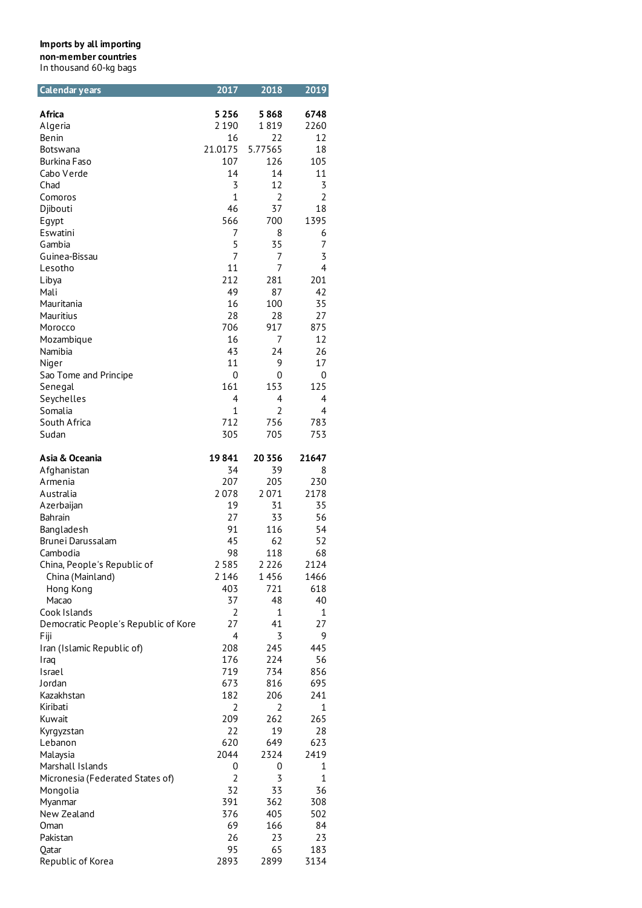**Imports by all importing non-member countries**
In thousand 60-kg bags

| Calendar years | 2017 | 2018 | 2019 |
|---|---|---|---|
| **Africa** | **5 256** | **5 868** | **6748** |
| Algeria | 2 190 | 1 819 | 2260 |
| Benin | 16 | 22 | 12 |
| Botswana | 21.0175 | 5.77565 | 18 |
| Burkina Faso | 107 | 126 | 105 |
| Cabo Verde | 14 | 14 | 11 |
| Chad | 3 | 12 | 3 |
| Comoros | 1 | 2 | 2 |
| Djibouti | 46 | 37 | 18 |
| Egypt | 566 | 700 | 1395 |
| Eswatini | 7 | 8 | 6 |
| Gambia | 5 | 35 | 7 |
| Guinea-Bissau | 7 | 7 | 3 |
| Lesotho | 11 | 7 | 4 |
| Libya | 212 | 281 | 201 |
| Mali | 49 | 87 | 42 |
| Mauritania | 16 | 100 | 35 |
| Mauritius | 28 | 28 | 27 |
| Morocco | 706 | 917 | 875 |
| Mozambique | 16 | 7 | 12 |
| Namibia | 43 | 24 | 26 |
| Niger | 11 | 9 | 17 |
| Sao Tome and Principe | 0 | 0 | 0 |
| Senegal | 161 | 153 | 125 |
| Seychelles | 4 | 4 | 4 |
| Somalia | 1 | 2 | 4 |
| South Africa | 712 | 756 | 783 |
| Sudan | 305 | 705 | 753 |
| **Asia & Oceania** | **19 841** | **20 356** | **21647** |
| Afghanistan | 34 | 39 | 8 |
| Armenia | 207 | 205 | 230 |
| Australia | 2 078 | 2 071 | 2178 |
| Azerbaijan | 19 | 31 | 35 |
| Bahrain | 27 | 33 | 56 |
| Bangladesh | 91 | 116 | 54 |
| Brunei Darussalam | 45 | 62 | 52 |
| Cambodia | 98 | 118 | 68 |
| China, People's Republic of | 2 585 | 2 226 | 2124 |
| China (Mainland) | 2 146 | 1 456 | 1466 |
| Hong Kong | 403 | 721 | 618 |
| Macao | 37 | 48 | 40 |
| Cook Islands | 2 | 1 | 1 |
| Democratic People's Republic of Kore | 27 | 41 | 27 |
| Fiji | 4 | 3 | 9 |
| Iran (Islamic Republic of) | 208 | 245 | 445 |
| Iraq | 176 | 224 | 56 |
| Israel | 719 | 734 | 856 |
| Jordan | 673 | 816 | 695 |
| Kazakhstan | 182 | 206 | 241 |
| Kiribati | 2 | 2 | 1 |
| Kuwait | 209 | 262 | 265 |
| Kyrgyzstan | 22 | 19 | 28 |
| Lebanon | 620 | 649 | 623 |
| Malaysia | 2044 | 2324 | 2419 |
| Marshall Islands | 0 | 0 | 1 |
| Micronesia (Federated States of) | 2 | 3 | 1 |
| Mongolia | 32 | 33 | 36 |
| Myanmar | 391 | 362 | 308 |
| New Zealand | 376 | 405 | 502 |
| Oman | 69 | 166 | 84 |
| Pakistan | 26 | 23 | 23 |
| Qatar | 95 | 65 | 183 |
| Republic of Korea | 2893 | 2899 | 3134 |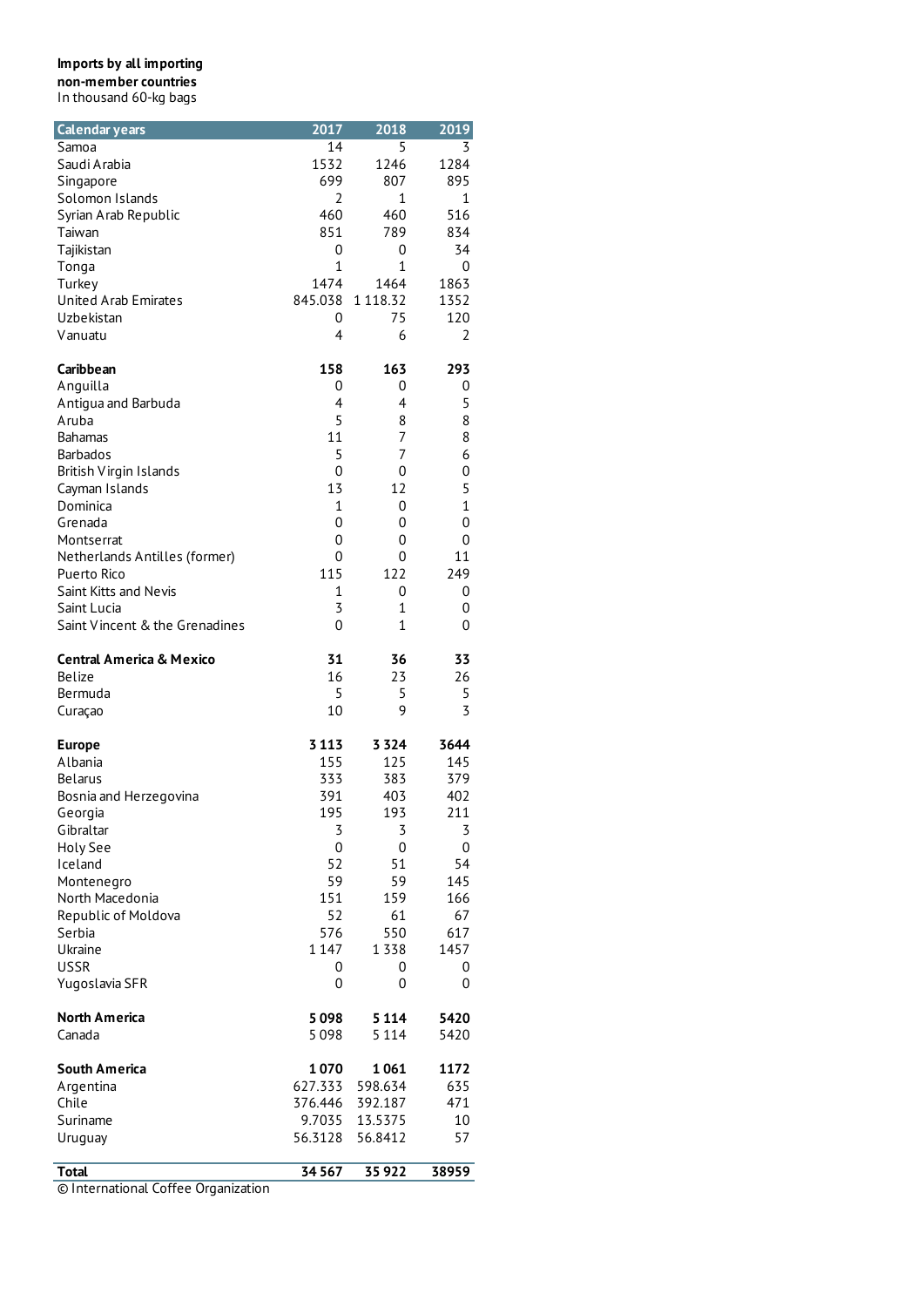**Imports by all importing non-member countries**
In thousand 60-kg bags

| Calendar years | 2017 | 2018 | 2019 |
|---|---|---|---|
| Samoa | 14 | 5 | 3 |
| Saudi Arabia | 1532 | 1246 | 1284 |
| Singapore | 699 | 807 | 895 |
| Solomon Islands | 2 | 1 | 1 |
| Syrian Arab Republic | 460 | 460 | 516 |
| Taiwan | 851 | 789 | 834 |
| Tajikistan | 0 | 0 | 34 |
| Tonga | 1 | 1 | 0 |
| Turkey | 1474 | 1464 | 1863 |
| United Arab Emirates | 845.038 | 1 118.32 | 1352 |
| Uzbekistan | 0 | 75 | 120 |
| Vanuatu | 4 | 6 | 2 |
| | | | |
| **Caribbean** | **158** | **163** | **293** |
| Anguilla | 0 | 0 | 0 |
| Antigua and Barbuda | 4 | 4 | 5 |
| Aruba | 5 | 8 | 8 |
| Bahamas | 11 | 7 | 8 |
| Barbados | 5 | 7 | 6 |
| British Virgin Islands | 0 | 0 | 0 |
| Cayman Islands | 13 | 12 | 5 |
| Dominica | 1 | 0 | 1 |
| Grenada | 0 | 0 | 0 |
| Montserrat | 0 | 0 | 0 |
| Netherlands Antilles (former) | 0 | 0 | 11 |
| Puerto Rico | 115 | 122 | 249 |
| Saint Kitts and Nevis | 1 | 0 | 0 |
| Saint Lucia | 3 | 1 | 0 |
| Saint Vincent & the Grenadines | 0 | 1 | 0 |
| | | | |
| **Central America & Mexico** | **31** | **36** | **33** |
| Belize | 16 | 23 | 26 |
| Bermuda | 5 | 5 | 5 |
| Curaçao | 10 | 9 | 3 |
| | | | |
| **Europe** | **3 113** | **3 324** | **3644** |
| Albania | 155 | 125 | 145 |
| Belarus | 333 | 383 | 379 |
| Bosnia and Herzegovina | 391 | 403 | 402 |
| Georgia | 195 | 193 | 211 |
| Gibraltar | 3 | 3 | 3 |
| Holy See | 0 | 0 | 0 |
| Iceland | 52 | 51 | 54 |
| Montenegro | 59 | 59 | 145 |
| North Macedonia | 151 | 159 | 166 |
| Republic of Moldova | 52 | 61 | 67 |
| Serbia | 576 | 550 | 617 |
| Ukraine | 1 147 | 1 338 | 1457 |
| USSR | 0 | 0 | 0 |
| Yugoslavia SFR | 0 | 0 | 0 |
| | | | |
| **North America** | **5 098** | **5 114** | **5420** |
| Canada | 5 098 | 5 114 | 5420 |
| | | | |
| **South America** | **1 070** | **1 061** | **1172** |
| Argentina | 627.333 | 598.634 | 635 |
| Chile | 376.446 | 392.187 | 471 |
| Suriname | 9.7035 | 13.5375 | 10 |
| Uruguay | 56.3128 | 56.8412 | 57 |
| | | | |
| **Total** | **34 567** | **35 922** | **38959** |

© International Coffee Organization